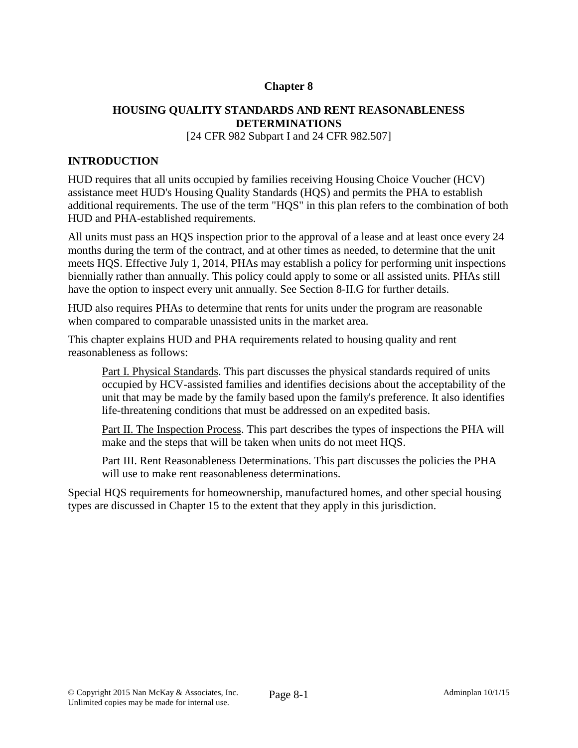# Chapter 8

## HOUSING QUALITY STANDARDS AND RENT REASONABLENESS DETERMINATIONS

[24 CFR 982 Subpart I and 24 CFR 982.507]

## INTRODUCTION

HUD requires that all units occupied by families receiving Housing Choice Voucher (HCV) assistance meet HUD's Housing Quality Standards (HQS) and permits the PHA to establish additional requirements. The use of the term "HQS" in this plan refers to the combination of both HUD and PHA-established requirements.

All units must pass an HQS inspection prior to the approval of a lease and at least once every 24 months during the term of the contract, and at other times as needed, to determine that the unit meets HQS. Effective July 1, 2014, PHAs may establish a policy for performing unit inspections biennially rather than annually. This policy could apply to some or all assisted units. PHAs still have the option to inspect every unit annually. See Section 8-II.G for further details.

HUD also requires PHAs to determine that rents for units under the program are reasonable when compared to comparable unassisted units in the market area.

This chapter explains HUD and PHA requirements related to housing quality and rent reasonableness as follows:

> Part I. Physical Standards. This part discusses the physical standards required of units occupied by HCV-assisted families and identifies decisions about the acceptability of the unit that may be made by the family based upon the family's preference. It also identifies life-threatening conditions that must be addressed on an expedited basis.
>
> Part II. The Inspection Process. This part describes the types of inspections the PHA will make and the steps that will be taken when units do not meet HQS.
>
> Part III. Rent Reasonableness Determinations. This part discusses the policies the PHA will use to make rent reasonableness determinations.

Special HQS requirements for homeownership, manufactured homes, and other special housing types are discussed in Chapter 15 to the extent that they apply in this jurisdiction.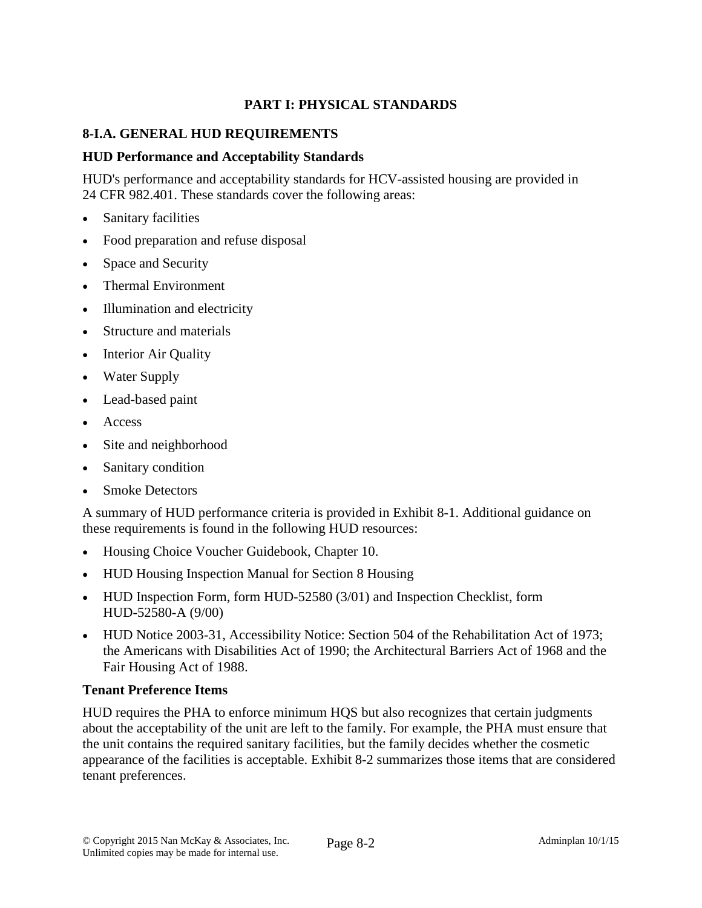# PART I: PHYSICAL STANDARDS

## 8-I.A. GENERAL HUD REQUIREMENTS

### HUD Performance and Acceptability Standards

HUD's performance and acceptability standards for HCV-assisted housing are provided in 24 CFR 982.401. These standards cover the following areas:

- Sanitary facilities
- Food preparation and refuse disposal
- Space and Security
- Thermal Environment
- Illumination and electricity
- Structure and materials
- Interior Air Quality
- Water Supply
- Lead-based paint
- Access
- Site and neighborhood
- Sanitary condition
- Smoke Detectors

A summary of HUD performance criteria is provided in Exhibit 8-1. Additional guidance on these requirements is found in the following HUD resources:

- Housing Choice Voucher Guidebook, Chapter 10.
- HUD Housing Inspection Manual for Section 8 Housing
- HUD Inspection Form, form HUD-52580 (3/01) and Inspection Checklist, form HUD-52580-A (9/00)
- HUD Notice 2003-31, Accessibility Notice: Section 504 of the Rehabilitation Act of 1973; the Americans with Disabilities Act of 1990; the Architectural Barriers Act of 1968 and the Fair Housing Act of 1988.

### Tenant Preference Items

HUD requires the PHA to enforce minimum HQS but also recognizes that certain judgments about the acceptability of the unit are left to the family. For example, the PHA must ensure that the unit contains the required sanitary facilities, but the family decides whether the cosmetic appearance of the facilities is acceptable. Exhibit 8-2 summarizes those items that are considered tenant preferences.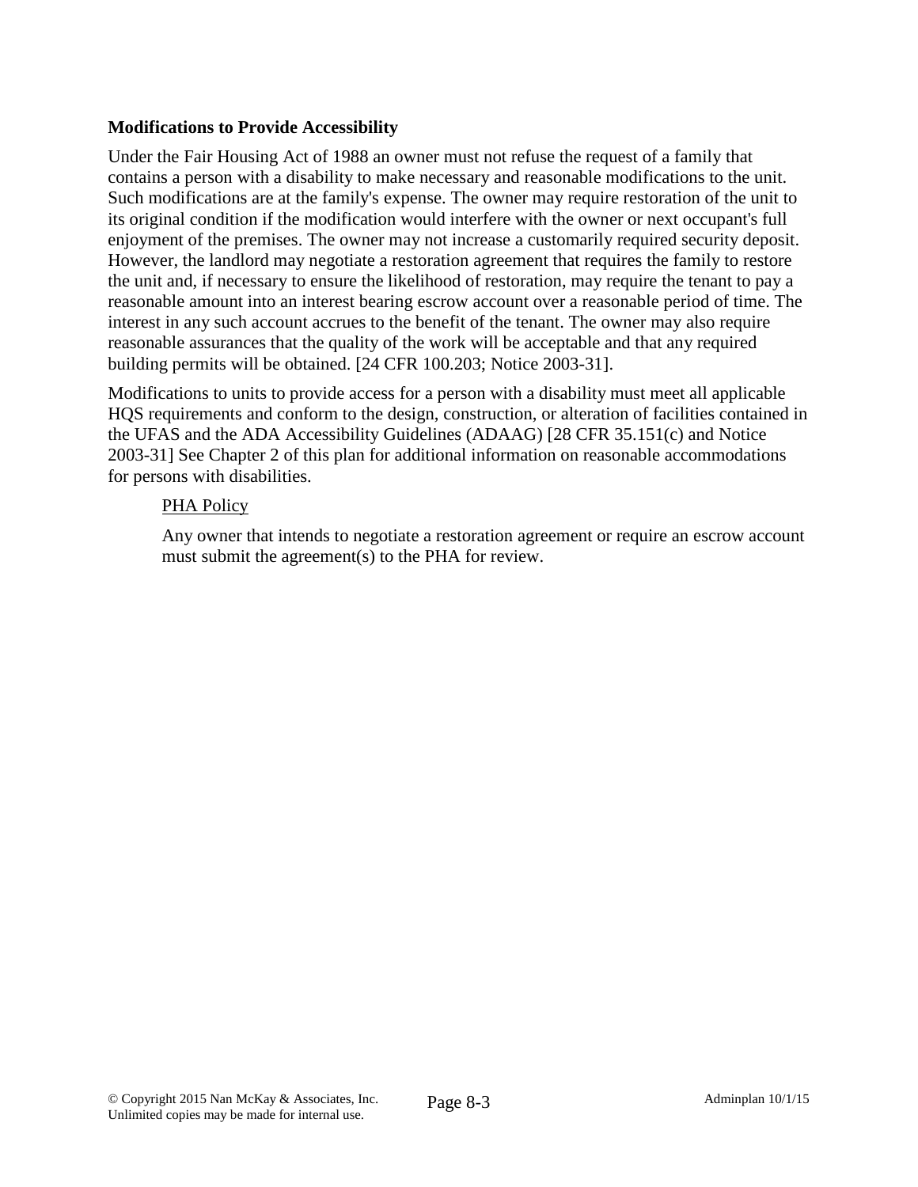**Modifications to Provide Accessibility**

Under the Fair Housing Act of 1988 an owner must not refuse the request of a family that contains a person with a disability to make necessary and reasonable modifications to the unit. Such modifications are at the family's expense. The owner may require restoration of the unit to its original condition if the modification would interfere with the owner or next occupant's full enjoyment of the premises. The owner may not increase a customarily required security deposit. However, the landlord may negotiate a restoration agreement that requires the family to restore the unit and, if necessary to ensure the likelihood of restoration, may require the tenant to pay a reasonable amount into an interest bearing escrow account over a reasonable period of time. The interest in any such account accrues to the benefit of the tenant. The owner may also require reasonable assurances that the quality of the work will be acceptable and that any required building permits will be obtained. [24 CFR 100.203; Notice 2003-31].

Modifications to units to provide access for a person with a disability must meet all applicable HQS requirements and conform to the design, construction, or alteration of facilities contained in the UFAS and the ADA Accessibility Guidelines (ADAAG) [28 CFR 35.151(c) and Notice 2003-31] See Chapter 2 of this plan for additional information on reasonable accommodations for persons with disabilities.

> <u>PHA Policy</u>
>
> Any owner that intends to negotiate a restoration agreement or require an escrow account must submit the agreement(s) to the PHA for review.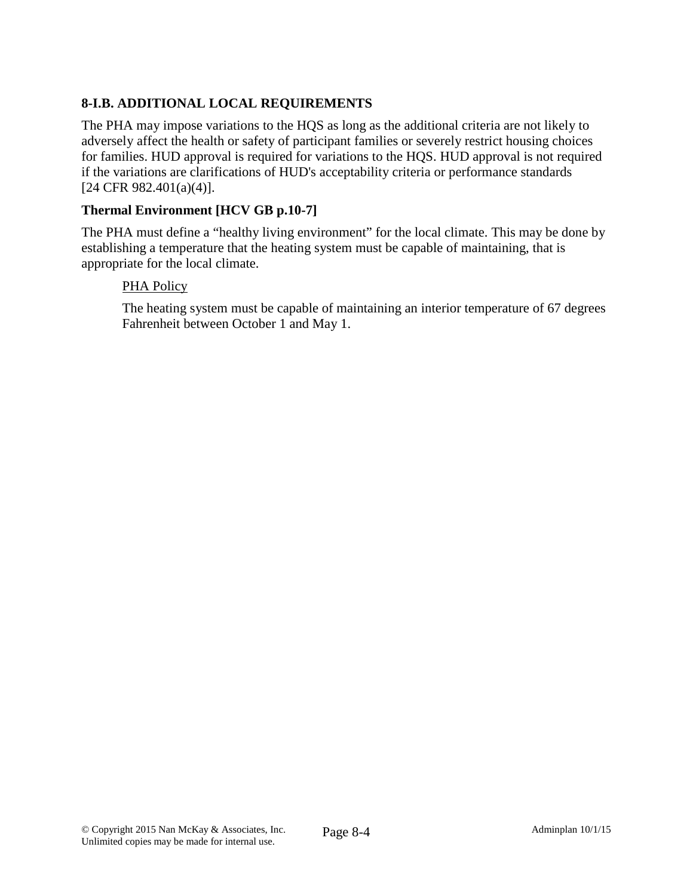## 8-I.B. ADDITIONAL LOCAL REQUIREMENTS

The PHA may impose variations to the HQS as long as the additional criteria are not likely to adversely affect the health or safety of participant families or severely restrict housing choices for families. HUD approval is required for variations to the HQS. HUD approval is not required if the variations are clarifications of HUD's acceptability criteria or performance standards [24 CFR 982.401(a)(4)].

### Thermal Environment [HCV GB p.10-7]

The PHA must define a "healthy living environment" for the local climate. This may be done by establishing a temperature that the heating system must be capable of maintaining, that is appropriate for the local climate.

> PHA Policy
>
> The heating system must be capable of maintaining an interior temperature of 67 degrees Fahrenheit between October 1 and May 1.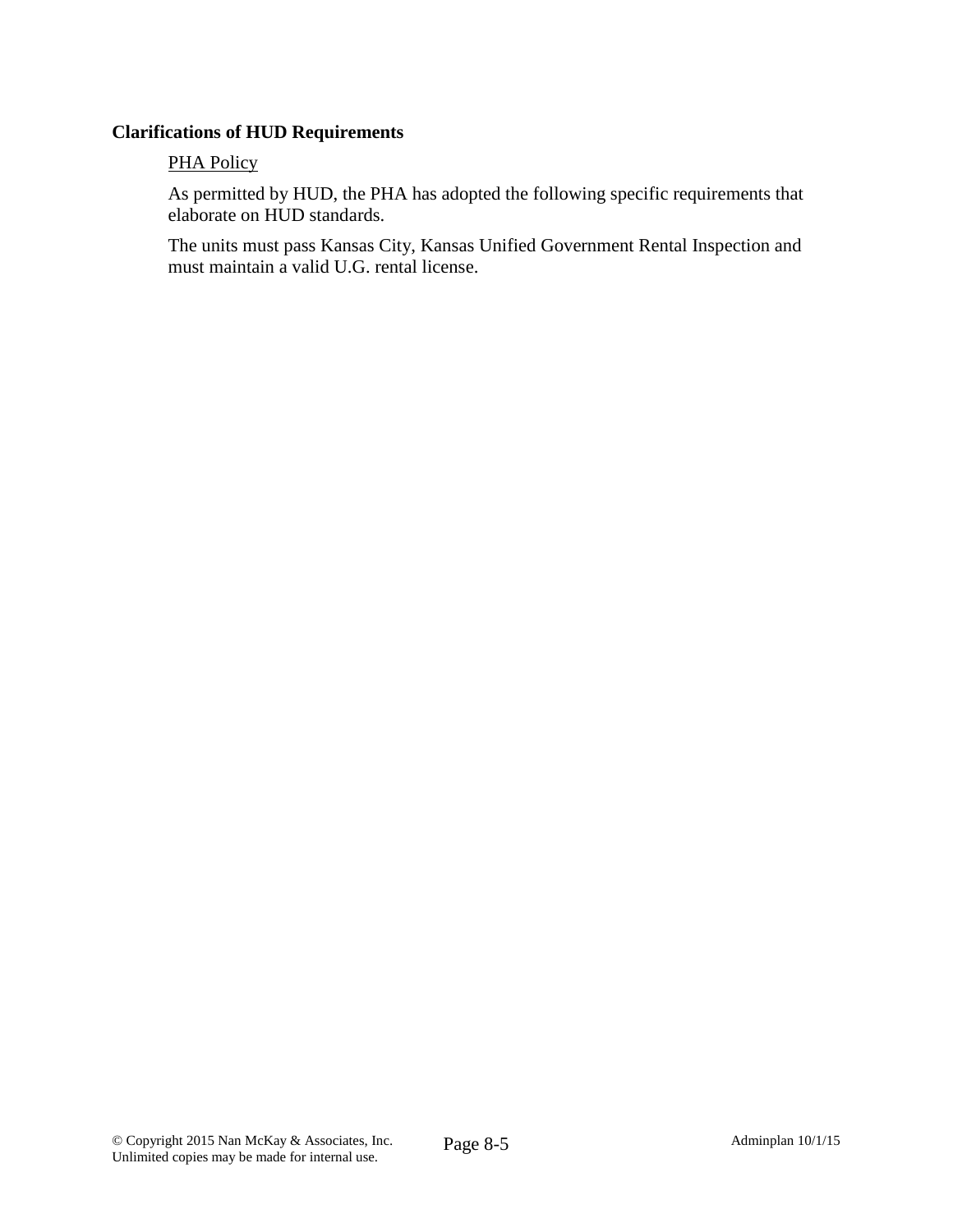**Clarifications of HUD Requirements**

PHA Policy

As permitted by HUD, the PHA has adopted the following specific requirements that elaborate on HUD standards.

The units must pass Kansas City, Kansas Unified Government Rental Inspection and must maintain a valid U.G. rental license.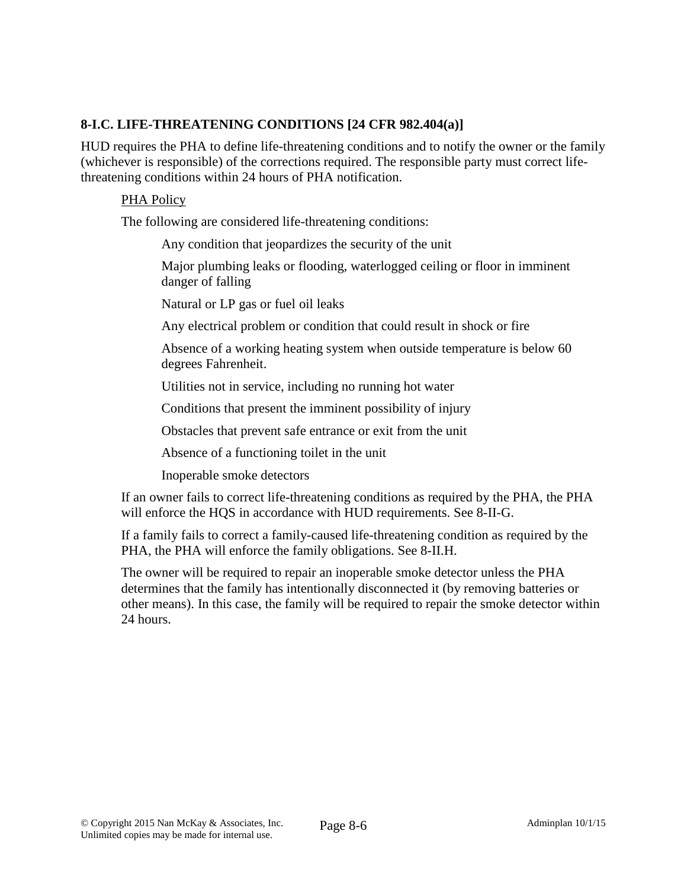## 8-I.C. LIFE-THREATENING CONDITIONS [24 CFR 982.404(a)]

HUD requires the PHA to define life-threatening conditions and to notify the owner or the family (whichever is responsible) of the corrections required. The responsible party must correct life-threatening conditions within 24 hours of PHA notification.

<u>PHA Policy</u>

The following are considered life-threatening conditions:

- Any condition that jeopardizes the security of the unit
- Major plumbing leaks or flooding, waterlogged ceiling or floor in imminent danger of falling
- Natural or LP gas or fuel oil leaks
- Any electrical problem or condition that could result in shock or fire
- Absence of a working heating system when outside temperature is below 60 degrees Fahrenheit.
- Utilities not in service, including no running hot water
- Conditions that present the imminent possibility of injury
- Obstacles that prevent safe entrance or exit from the unit
- Absence of a functioning toilet in the unit
- Inoperable smoke detectors

If an owner fails to correct life-threatening conditions as required by the PHA, the PHA will enforce the HQS in accordance with HUD requirements. See 8-II-G.

If a family fails to correct a family-caused life-threatening condition as required by the PHA, the PHA will enforce the family obligations. See 8-II.H.

The owner will be required to repair an inoperable smoke detector unless the PHA determines that the family has intentionally disconnected it (by removing batteries or other means). In this case, the family will be required to repair the smoke detector within 24 hours.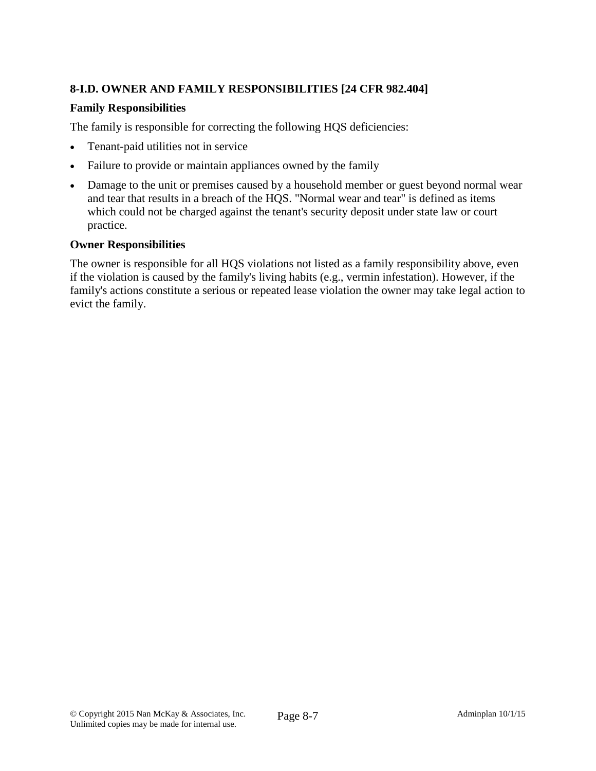### 8-I.D. OWNER AND FAMILY RESPONSIBILITIES [24 CFR 982.404]

#### Family Responsibilities

The family is responsible for correcting the following HQS deficiencies:

- Tenant-paid utilities not in service
- Failure to provide or maintain appliances owned by the family
- Damage to the unit or premises caused by a household member or guest beyond normal wear and tear that results in a breach of the HQS. "Normal wear and tear" is defined as items which could not be charged against the tenant's security deposit under state law or court practice.

#### Owner Responsibilities

The owner is responsible for all HQS violations not listed as a family responsibility above, even if the violation is caused by the family's living habits (e.g., vermin infestation). However, if the family's actions constitute a serious or repeated lease violation the owner may take legal action to evict the family.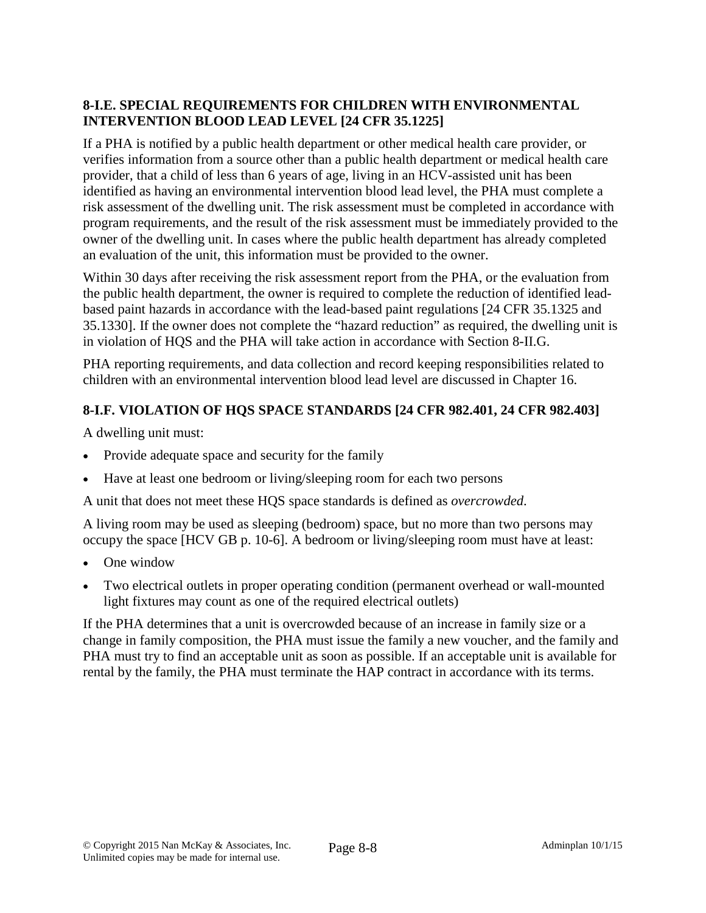### 8-I.E. SPECIAL REQUIREMENTS FOR CHILDREN WITH ENVIRONMENTAL INTERVENTION BLOOD LEAD LEVEL [24 CFR 35.1225]

If a PHA is notified by a public health department or other medical health care provider, or verifies information from a source other than a public health department or medical health care provider, that a child of less than 6 years of age, living in an HCV-assisted unit has been identified as having an environmental intervention blood lead level, the PHA must complete a risk assessment of the dwelling unit. The risk assessment must be completed in accordance with program requirements, and the result of the risk assessment must be immediately provided to the owner of the dwelling unit. In cases where the public health department has already completed an evaluation of the unit, this information must be provided to the owner.

Within 30 days after receiving the risk assessment report from the PHA, or the evaluation from the public health department, the owner is required to complete the reduction of identified lead-based paint hazards in accordance with the lead-based paint regulations [24 CFR 35.1325 and 35.1330]. If the owner does not complete the "hazard reduction" as required, the dwelling unit is in violation of HQS and the PHA will take action in accordance with Section 8-II.G.

PHA reporting requirements, and data collection and record keeping responsibilities related to children with an environmental intervention blood lead level are discussed in Chapter 16.

### 8-I.F. VIOLATION OF HQS SPACE STANDARDS [24 CFR 982.401, 24 CFR 982.403]

A dwelling unit must:

- Provide adequate space and security for the family
- Have at least one bedroom or living/sleeping room for each two persons

A unit that does not meet these HQS space standards is defined as *overcrowded*.

A living room may be used as sleeping (bedroom) space, but no more than two persons may occupy the space [HCV GB p. 10-6]. A bedroom or living/sleeping room must have at least:

- One window
- Two electrical outlets in proper operating condition (permanent overhead or wall-mounted light fixtures may count as one of the required electrical outlets)

If the PHA determines that a unit is overcrowded because of an increase in family size or a change in family composition, the PHA must issue the family a new voucher, and the family and PHA must try to find an acceptable unit as soon as possible. If an acceptable unit is available for rental by the family, the PHA must terminate the HAP contract in accordance with its terms.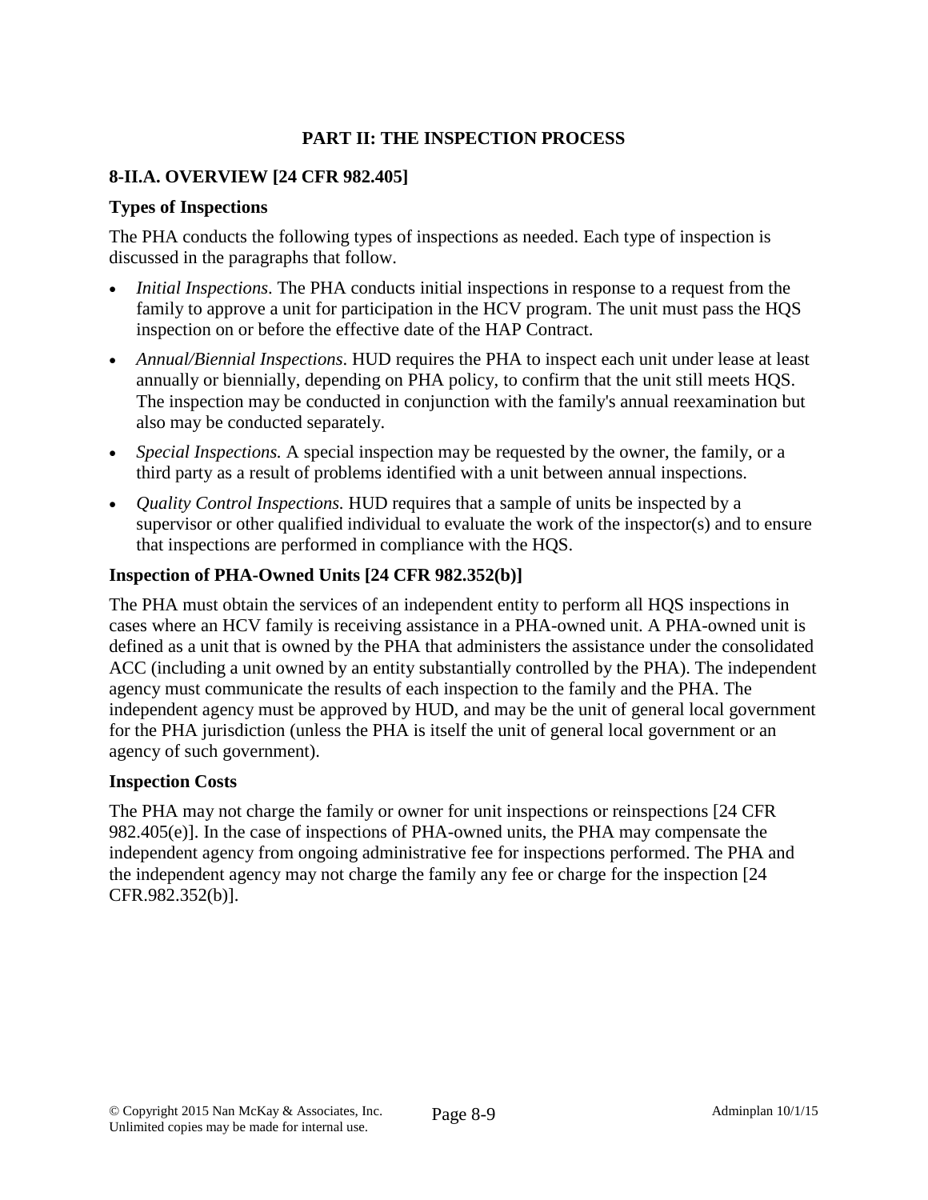## PART II: THE INSPECTION PROCESS

### 8-II.A. OVERVIEW [24 CFR 982.405]

#### Types of Inspections

The PHA conducts the following types of inspections as needed. Each type of inspection is discussed in the paragraphs that follow.

- *Initial Inspections*. The PHA conducts initial inspections in response to a request from the family to approve a unit for participation in the HCV program. The unit must pass the HQS inspection on or before the effective date of the HAP Contract.
- *Annual/Biennial Inspections*. HUD requires the PHA to inspect each unit under lease at least annually or biennially, depending on PHA policy, to confirm that the unit still meets HQS. The inspection may be conducted in conjunction with the family's annual reexamination but also may be conducted separately.
- *Special Inspections.* A special inspection may be requested by the owner, the family, or a third party as a result of problems identified with a unit between annual inspections.
- *Quality Control Inspections.* HUD requires that a sample of units be inspected by a supervisor or other qualified individual to evaluate the work of the inspector(s) and to ensure that inspections are performed in compliance with the HQS.

#### Inspection of PHA-Owned Units [24 CFR 982.352(b)]

The PHA must obtain the services of an independent entity to perform all HQS inspections in cases where an HCV family is receiving assistance in a PHA-owned unit. A PHA-owned unit is defined as a unit that is owned by the PHA that administers the assistance under the consolidated ACC (including a unit owned by an entity substantially controlled by the PHA). The independent agency must communicate the results of each inspection to the family and the PHA. The independent agency must be approved by HUD, and may be the unit of general local government for the PHA jurisdiction (unless the PHA is itself the unit of general local government or an agency of such government).

#### Inspection Costs

The PHA may not charge the family or owner for unit inspections or reinspections [24 CFR 982.405(e)]. In the case of inspections of PHA-owned units, the PHA may compensate the independent agency from ongoing administrative fee for inspections performed. The PHA and the independent agency may not charge the family any fee or charge for the inspection [24 CFR.982.352(b)].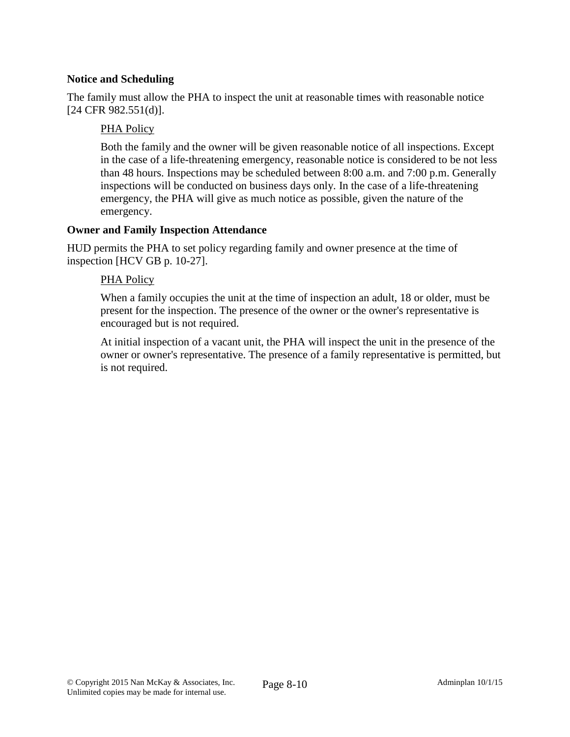**Notice and Scheduling**

The family must allow the PHA to inspect the unit at reasonable times with reasonable notice [24 CFR 982.551(d)].

> PHA Policy
>
> Both the family and the owner will be given reasonable notice of all inspections. Except in the case of a life-threatening emergency, reasonable notice is considered to be not less than 48 hours. Inspections may be scheduled between 8:00 a.m. and 7:00 p.m. Generally inspections will be conducted on business days only. In the case of a life-threatening emergency, the PHA will give as much notice as possible, given the nature of the emergency.

**Owner and Family Inspection Attendance**

HUD permits the PHA to set policy regarding family and owner presence at the time of inspection [HCV GB p. 10-27].

> PHA Policy
>
> When a family occupies the unit at the time of inspection an adult, 18 or older, must be present for the inspection. The presence of the owner or the owner's representative is encouraged but is not required.
>
> At initial inspection of a vacant unit, the PHA will inspect the unit in the presence of the owner or owner's representative. The presence of a family representative is permitted, but is not required.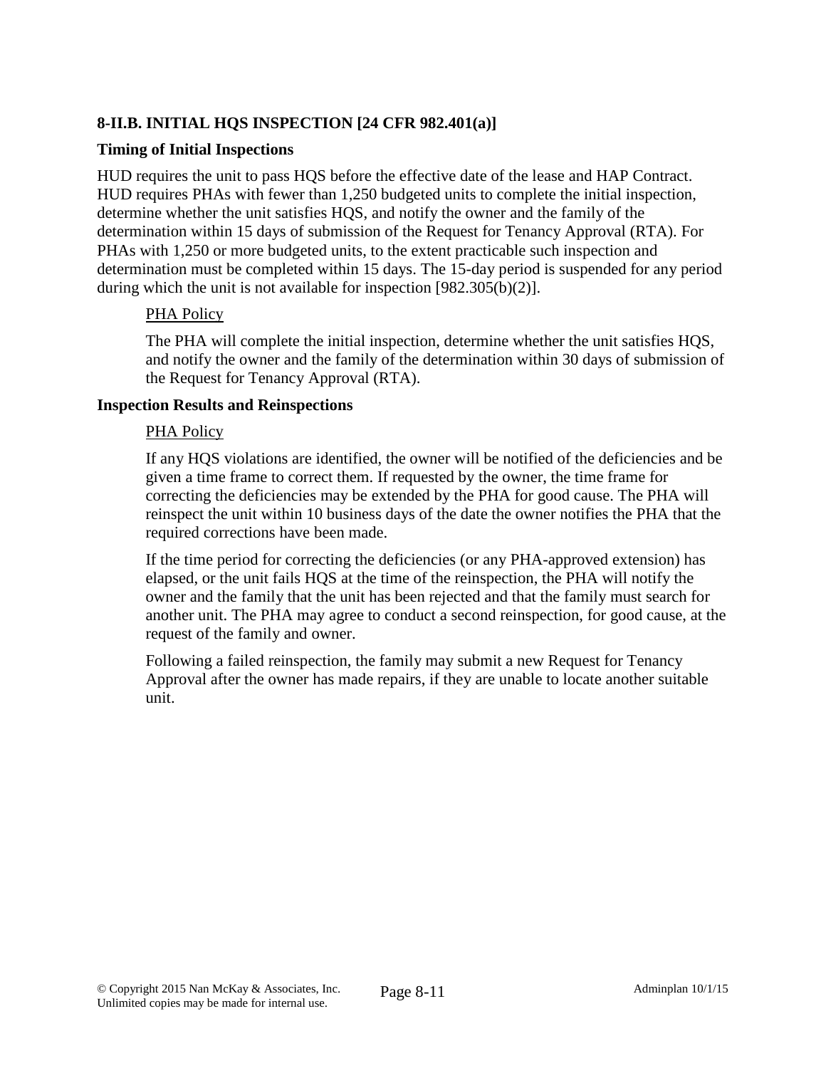### 8-II.B. INITIAL HQS INSPECTION [24 CFR 982.401(a)]

#### Timing of Initial Inspections

HUD requires the unit to pass HQS before the effective date of the lease and HAP Contract. HUD requires PHAs with fewer than 1,250 budgeted units to complete the initial inspection, determine whether the unit satisfies HQS, and notify the owner and the family of the determination within 15 days of submission of the Request for Tenancy Approval (RTA). For PHAs with 1,250 or more budgeted units, to the extent practicable such inspection and determination must be completed within 15 days. The 15-day period is suspended for any period during which the unit is not available for inspection [982.305(b)(2)].

> PHA Policy
>
> The PHA will complete the initial inspection, determine whether the unit satisfies HQS, and notify the owner and the family of the determination within 30 days of submission of the Request for Tenancy Approval (RTA).

#### Inspection Results and Reinspections

> PHA Policy
>
> If any HQS violations are identified, the owner will be notified of the deficiencies and be given a time frame to correct them. If requested by the owner, the time frame for correcting the deficiencies may be extended by the PHA for good cause. The PHA will reinspect the unit within 10 business days of the date the owner notifies the PHA that the required corrections have been made.
>
> If the time period for correcting the deficiencies (or any PHA-approved extension) has elapsed, or the unit fails HQS at the time of the reinspection, the PHA will notify the owner and the family that the unit has been rejected and that the family must search for another unit. The PHA may agree to conduct a second reinspection, for good cause, at the request of the family and owner.
>
> Following a failed reinspection, the family may submit a new Request for Tenancy Approval after the owner has made repairs, if they are unable to locate another suitable unit.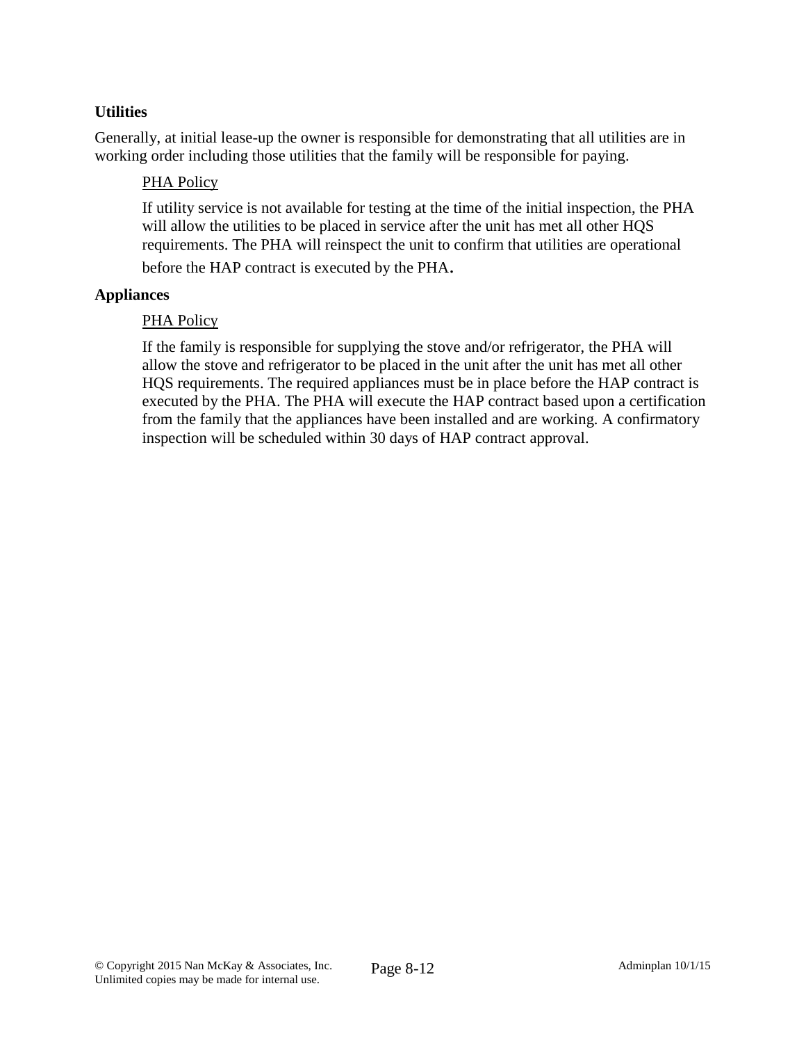**Utilities**

Generally, at initial lease-up the owner is responsible for demonstrating that all utilities are in working order including those utilities that the family will be responsible for paying.

<u>PHA Policy</u>

If utility service is not available for testing at the time of the initial inspection, the PHA will allow the utilities to be placed in service after the unit has met all other HQS requirements. The PHA will reinspect the unit to confirm that utilities are operational before the HAP contract is executed by the PHA.

**Appliances**

<u>PHA Policy</u>

If the family is responsible for supplying the stove and/or refrigerator, the PHA will allow the stove and refrigerator to be placed in the unit after the unit has met all other HQS requirements. The required appliances must be in place before the HAP contract is executed by the PHA. The PHA will execute the HAP contract based upon a certification from the family that the appliances have been installed and are working. A confirmatory inspection will be scheduled within 30 days of HAP contract approval.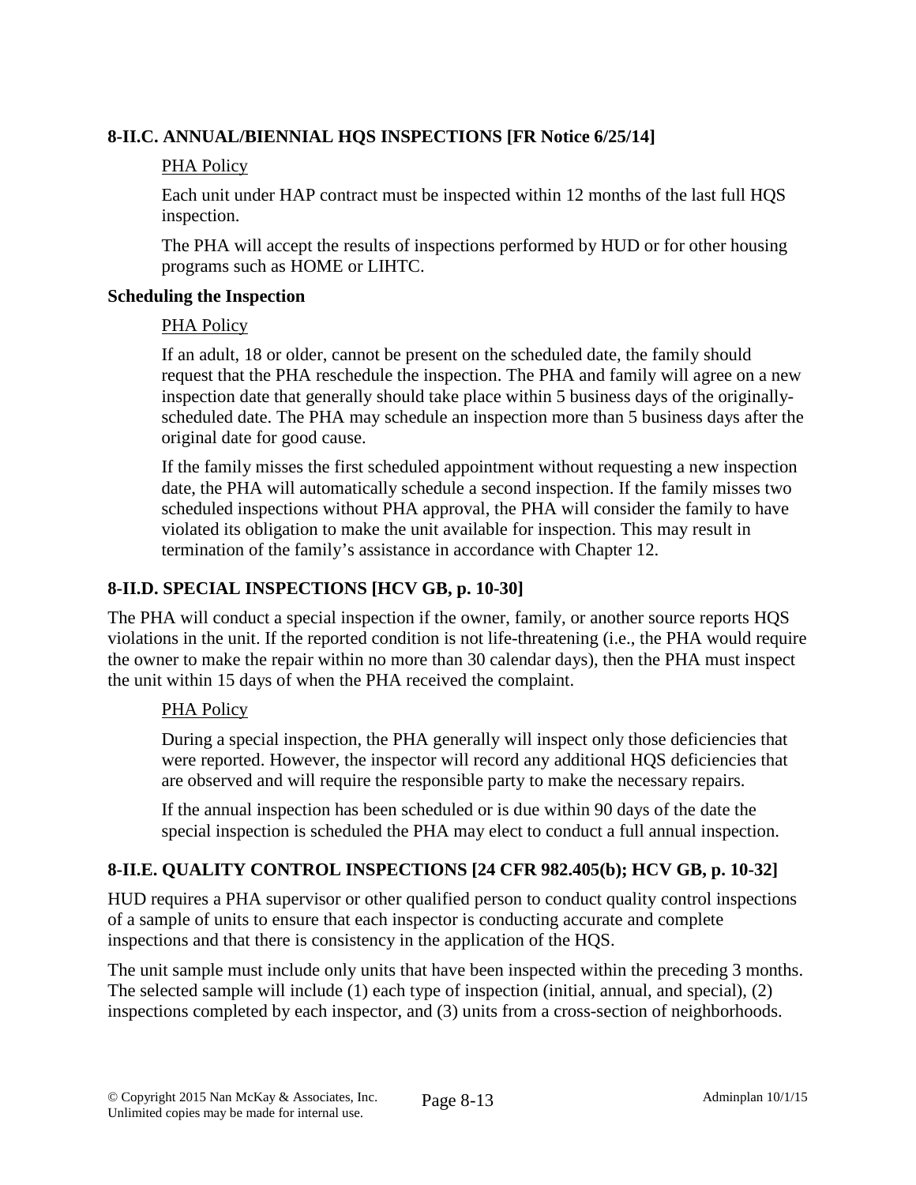### 8-II.C. ANNUAL/BIENNIAL HQS INSPECTIONS [FR Notice 6/25/14]

PHA Policy

Each unit under HAP contract must be inspected within 12 months of the last full HQS inspection.

The PHA will accept the results of inspections performed by HUD or for other housing programs such as HOME or LIHTC.

**Scheduling the Inspection**

PHA Policy

If an adult, 18 or older, cannot be present on the scheduled date, the family should request that the PHA reschedule the inspection. The PHA and family will agree on a new inspection date that generally should take place within 5 business days of the originally-scheduled date. The PHA may schedule an inspection more than 5 business days after the original date for good cause.

If the family misses the first scheduled appointment without requesting a new inspection date, the PHA will automatically schedule a second inspection. If the family misses two scheduled inspections without PHA approval, the PHA will consider the family to have violated its obligation to make the unit available for inspection. This may result in termination of the family's assistance in accordance with Chapter 12.

### 8-II.D. SPECIAL INSPECTIONS [HCV GB, p. 10-30]

The PHA will conduct a special inspection if the owner, family, or another source reports HQS violations in the unit. If the reported condition is not life-threatening (i.e., the PHA would require the owner to make the repair within no more than 30 calendar days), then the PHA must inspect the unit within 15 days of when the PHA received the complaint.

PHA Policy

During a special inspection, the PHA generally will inspect only those deficiencies that were reported. However, the inspector will record any additional HQS deficiencies that are observed and will require the responsible party to make the necessary repairs.

If the annual inspection has been scheduled or is due within 90 days of the date the special inspection is scheduled the PHA may elect to conduct a full annual inspection.

### 8-II.E. QUALITY CONTROL INSPECTIONS [24 CFR 982.405(b); HCV GB, p. 10-32]

HUD requires a PHA supervisor or other qualified person to conduct quality control inspections of a sample of units to ensure that each inspector is conducting accurate and complete inspections and that there is consistency in the application of the HQS.

The unit sample must include only units that have been inspected within the preceding 3 months. The selected sample will include (1) each type of inspection (initial, annual, and special), (2) inspections completed by each inspector, and (3) units from a cross-section of neighborhoods.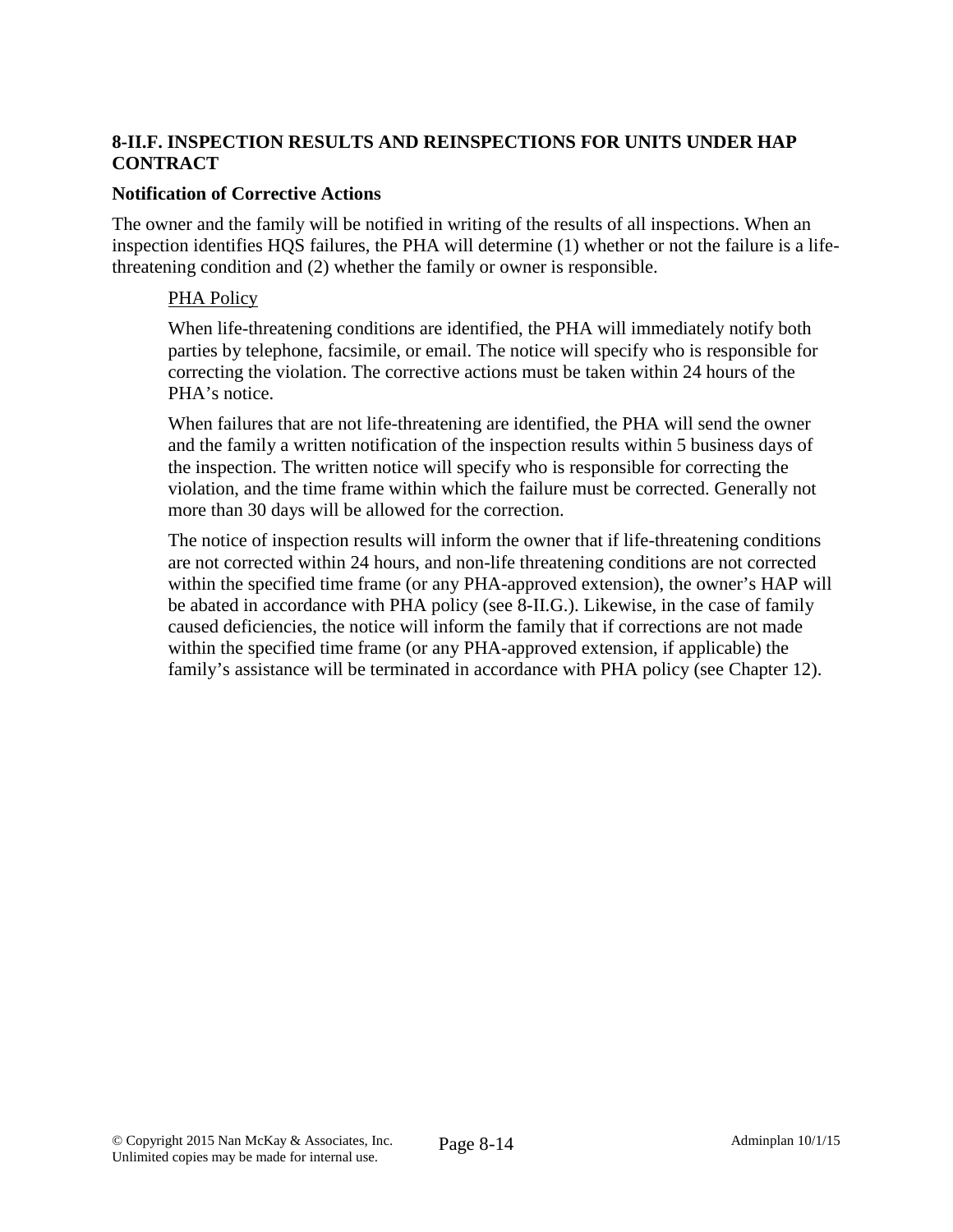## 8-II.F. INSPECTION RESULTS AND REINSPECTIONS FOR UNITS UNDER HAP CONTRACT

### Notification of Corrective Actions

The owner and the family will be notified in writing of the results of all inspections. When an inspection identifies HQS failures, the PHA will determine (1) whether or not the failure is a life-threatening condition and (2) whether the family or owner is responsible.

PHA Policy

When life-threatening conditions are identified, the PHA will immediately notify both parties by telephone, facsimile, or email. The notice will specify who is responsible for correcting the violation. The corrective actions must be taken within 24 hours of the PHA's notice.

When failures that are not life-threatening are identified, the PHA will send the owner and the family a written notification of the inspection results within 5 business days of the inspection. The written notice will specify who is responsible for correcting the violation, and the time frame within which the failure must be corrected. Generally not more than 30 days will be allowed for the correction.

The notice of inspection results will inform the owner that if life-threatening conditions are not corrected within 24 hours, and non-life threatening conditions are not corrected within the specified time frame (or any PHA-approved extension), the owner's HAP will be abated in accordance with PHA policy (see 8-II.G.). Likewise, in the case of family caused deficiencies, the notice will inform the family that if corrections are not made within the specified time frame (or any PHA-approved extension, if applicable) the family's assistance will be terminated in accordance with PHA policy (see Chapter 12).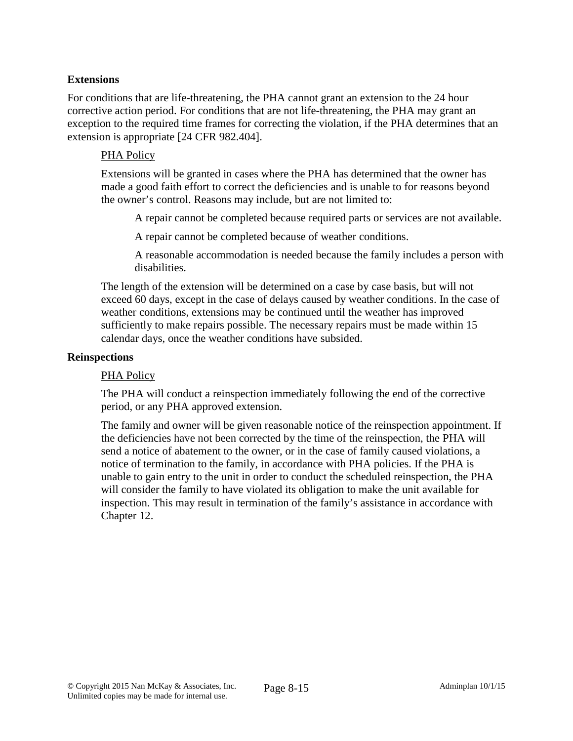**Extensions**

For conditions that are life-threatening, the PHA cannot grant an extension to the 24 hour corrective action period. For conditions that are not life-threatening, the PHA may grant an exception to the required time frames for correcting the violation, if the PHA determines that an extension is appropriate [24 CFR 982.404].

PHA Policy

Extensions will be granted in cases where the PHA has determined that the owner has made a good faith effort to correct the deficiencies and is unable to for reasons beyond the owner's control. Reasons may include, but are not limited to:

A repair cannot be completed because required parts or services are not available.

A repair cannot be completed because of weather conditions.

A reasonable accommodation is needed because the family includes a person with disabilities.

The length of the extension will be determined on a case by case basis, but will not exceed 60 days, except in the case of delays caused by weather conditions. In the case of weather conditions, extensions may be continued until the weather has improved sufficiently to make repairs possible. The necessary repairs must be made within 15 calendar days, once the weather conditions have subsided.

**Reinspections**

PHA Policy

The PHA will conduct a reinspection immediately following the end of the corrective period, or any PHA approved extension.

The family and owner will be given reasonable notice of the reinspection appointment. If the deficiencies have not been corrected by the time of the reinspection, the PHA will send a notice of abatement to the owner, or in the case of family caused violations, a notice of termination to the family, in accordance with PHA policies. If the PHA is unable to gain entry to the unit in order to conduct the scheduled reinspection, the PHA will consider the family to have violated its obligation to make the unit available for inspection. This may result in termination of the family's assistance in accordance with Chapter 12.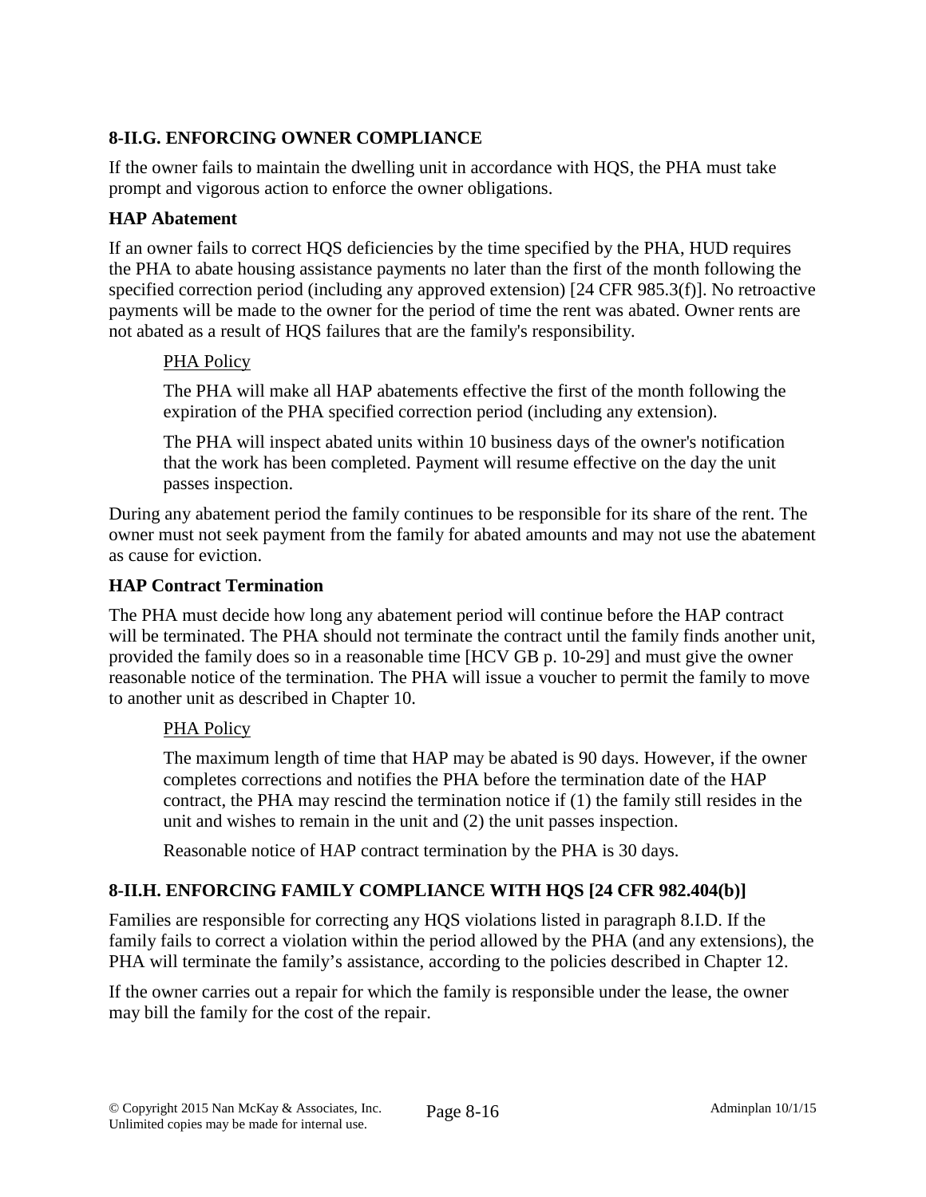## 8-II.G. ENFORCING OWNER COMPLIANCE

If the owner fails to maintain the dwelling unit in accordance with HQS, the PHA must take prompt and vigorous action to enforce the owner obligations.

### HAP Abatement

If an owner fails to correct HQS deficiencies by the time specified by the PHA, HUD requires the PHA to abate housing assistance payments no later than the first of the month following the specified correction period (including any approved extension) [24 CFR 985.3(f)]. No retroactive payments will be made to the owner for the period of time the rent was abated. Owner rents are not abated as a result of HQS failures that are the family's responsibility.

> PHA Policy
>
> The PHA will make all HAP abatements effective the first of the month following the expiration of the PHA specified correction period (including any extension).
>
> The PHA will inspect abated units within 10 business days of the owner's notification that the work has been completed. Payment will resume effective on the day the unit passes inspection.

During any abatement period the family continues to be responsible for its share of the rent. The owner must not seek payment from the family for abated amounts and may not use the abatement as cause for eviction.

### HAP Contract Termination

The PHA must decide how long any abatement period will continue before the HAP contract will be terminated. The PHA should not terminate the contract until the family finds another unit, provided the family does so in a reasonable time [HCV GB p. 10-29] and must give the owner reasonable notice of the termination. The PHA will issue a voucher to permit the family to move to another unit as described in Chapter 10.

> PHA Policy
>
> The maximum length of time that HAP may be abated is 90 days. However, if the owner completes corrections and notifies the PHA before the termination date of the HAP contract, the PHA may rescind the termination notice if (1) the family still resides in the unit and wishes to remain in the unit and (2) the unit passes inspection.
>
> Reasonable notice of HAP contract termination by the PHA is 30 days.

## 8-II.H. ENFORCING FAMILY COMPLIANCE WITH HQS [24 CFR 982.404(b)]

Families are responsible for correcting any HQS violations listed in paragraph 8.I.D. If the family fails to correct a violation within the period allowed by the PHA (and any extensions), the PHA will terminate the family's assistance, according to the policies described in Chapter 12.

If the owner carries out a repair for which the family is responsible under the lease, the owner may bill the family for the cost of the repair.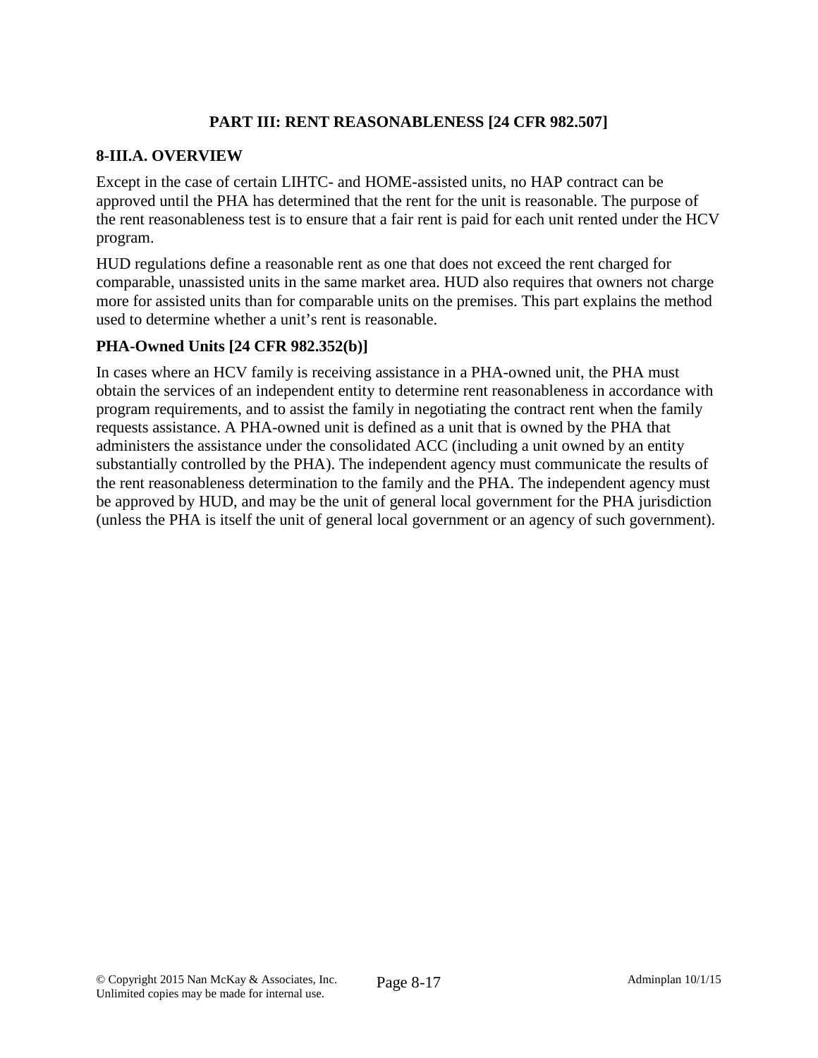## PART III: RENT REASONABLENESS [24 CFR 982.507]

### 8-III.A. OVERVIEW

Except in the case of certain LIHTC- and HOME-assisted units, no HAP contract can be approved until the PHA has determined that the rent for the unit is reasonable. The purpose of the rent reasonableness test is to ensure that a fair rent is paid for each unit rented under the HCV program.

HUD regulations define a reasonable rent as one that does not exceed the rent charged for comparable, unassisted units in the same market area. HUD also requires that owners not charge more for assisted units than for comparable units on the premises. This part explains the method used to determine whether a unit's rent is reasonable.

**PHA-Owned Units [24 CFR 982.352(b)]**

In cases where an HCV family is receiving assistance in a PHA-owned unit, the PHA must obtain the services of an independent entity to determine rent reasonableness in accordance with program requirements, and to assist the family in negotiating the contract rent when the family requests assistance. A PHA-owned unit is defined as a unit that is owned by the PHA that administers the assistance under the consolidated ACC (including a unit owned by an entity substantially controlled by the PHA). The independent agency must communicate the results of the rent reasonableness determination to the family and the PHA. The independent agency must be approved by HUD, and may be the unit of general local government for the PHA jurisdiction (unless the PHA is itself the unit of general local government or an agency of such government).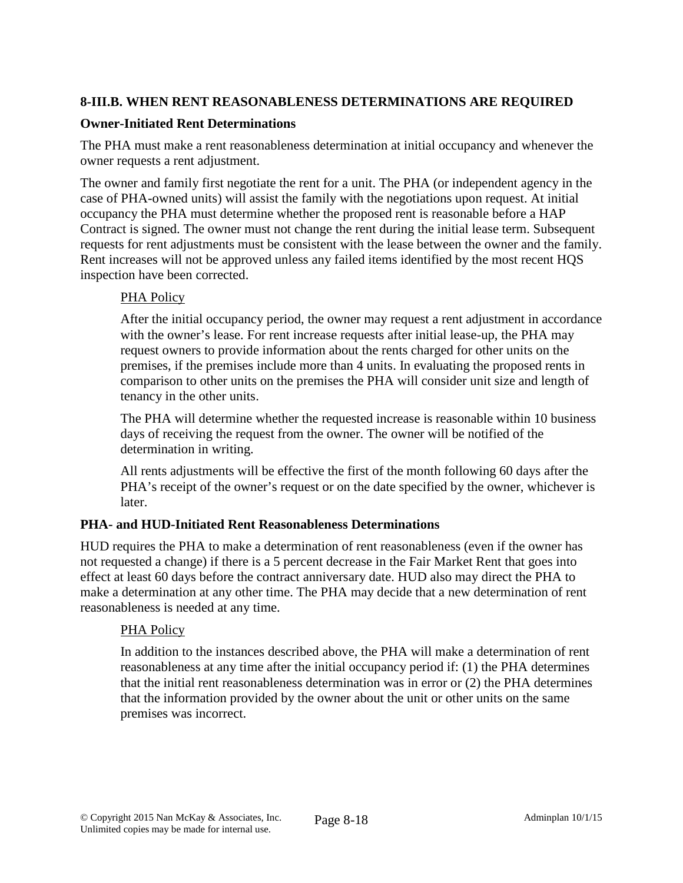### 8-III.B. WHEN RENT REASONABLENESS DETERMINATIONS ARE REQUIRED

**Owner-Initiated Rent Determinations**

The PHA must make a rent reasonableness determination at initial occupancy and whenever the owner requests a rent adjustment.

The owner and family first negotiate the rent for a unit. The PHA (or independent agency in the case of PHA-owned units) will assist the family with the negotiations upon request. At initial occupancy the PHA must determine whether the proposed rent is reasonable before a HAP Contract is signed. The owner must not change the rent during the initial lease term. Subsequent requests for rent adjustments must be consistent with the lease between the owner and the family. Rent increases will not be approved unless any failed items identified by the most recent HQS inspection have been corrected.

> PHA Policy
>
> After the initial occupancy period, the owner may request a rent adjustment in accordance with the owner's lease. For rent increase requests after initial lease-up, the PHA may request owners to provide information about the rents charged for other units on the premises, if the premises include more than 4 units. In evaluating the proposed rents in comparison to other units on the premises the PHA will consider unit size and length of tenancy in the other units.
>
> The PHA will determine whether the requested increase is reasonable within 10 business days of receiving the request from the owner. The owner will be notified of the determination in writing.
>
> All rents adjustments will be effective the first of the month following 60 days after the PHA's receipt of the owner's request or on the date specified by the owner, whichever is later.

**PHA- and HUD-Initiated Rent Reasonableness Determinations**

HUD requires the PHA to make a determination of rent reasonableness (even if the owner has not requested a change) if there is a 5 percent decrease in the Fair Market Rent that goes into effect at least 60 days before the contract anniversary date. HUD also may direct the PHA to make a determination at any other time. The PHA may decide that a new determination of rent reasonableness is needed at any time.

> PHA Policy
>
> In addition to the instances described above, the PHA will make a determination of rent reasonableness at any time after the initial occupancy period if: (1) the PHA determines that the initial rent reasonableness determination was in error or (2) the PHA determines that the information provided by the owner about the unit or other units on the same premises was incorrect.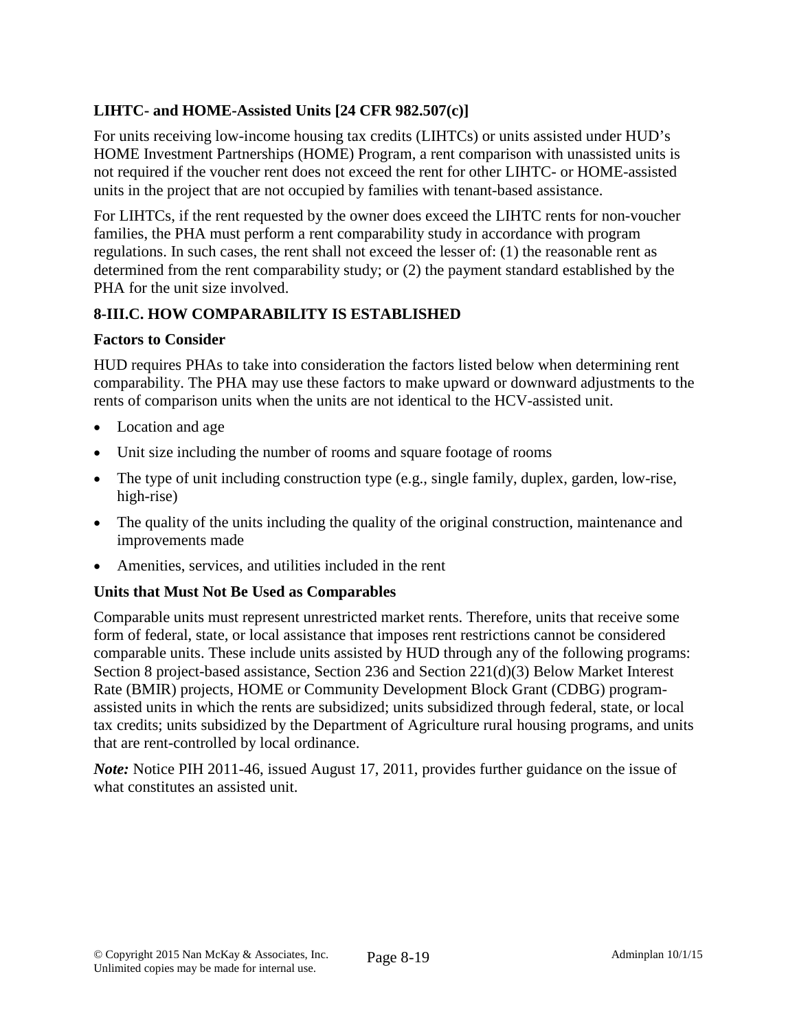### LIHTC- and HOME-Assisted Units [24 CFR 982.507(c)]

For units receiving low-income housing tax credits (LIHTCs) or units assisted under HUD's HOME Investment Partnerships (HOME) Program, a rent comparison with unassisted units is not required if the voucher rent does not exceed the rent for other LIHTC- or HOME-assisted units in the project that are not occupied by families with tenant-based assistance.

For LIHTCs, if the rent requested by the owner does exceed the LIHTC rents for non-voucher families, the PHA must perform a rent comparability study in accordance with program regulations. In such cases, the rent shall not exceed the lesser of: (1) the reasonable rent as determined from the rent comparability study; or (2) the payment standard established by the PHA for the unit size involved.

## 8-III.C. HOW COMPARABILITY IS ESTABLISHED

### Factors to Consider

HUD requires PHAs to take into consideration the factors listed below when determining rent comparability. The PHA may use these factors to make upward or downward adjustments to the rents of comparison units when the units are not identical to the HCV-assisted unit.

- Location and age
- Unit size including the number of rooms and square footage of rooms
- The type of unit including construction type (e.g., single family, duplex, garden, low-rise, high-rise)
- The quality of the units including the quality of the original construction, maintenance and improvements made
- Amenities, services, and utilities included in the rent

### Units that Must Not Be Used as Comparables

Comparable units must represent unrestricted market rents. Therefore, units that receive some form of federal, state, or local assistance that imposes rent restrictions cannot be considered comparable units. These include units assisted by HUD through any of the following programs: Section 8 project-based assistance, Section 236 and Section 221(d)(3) Below Market Interest Rate (BMIR) projects, HOME or Community Development Block Grant (CDBG) program-assisted units in which the rents are subsidized; units subsidized through federal, state, or local tax credits; units subsidized by the Department of Agriculture rural housing programs, and units that are rent-controlled by local ordinance.

***Note:*** Notice PIH 2011-46, issued August 17, 2011, provides further guidance on the issue of what constitutes an assisted unit.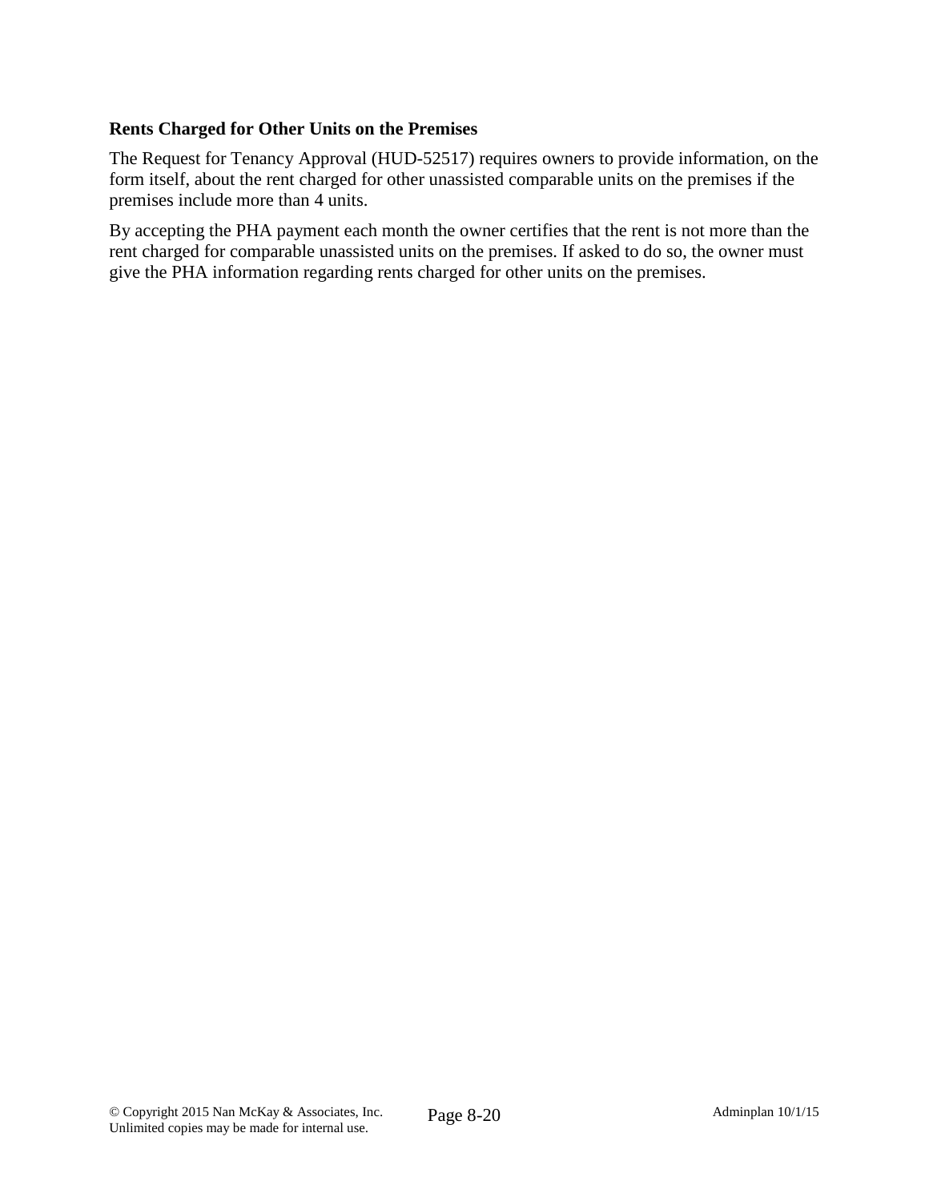**Rents Charged for Other Units on the Premises**

The Request for Tenancy Approval (HUD-52517) requires owners to provide information, on the form itself, about the rent charged for other unassisted comparable units on the premises if the premises include more than 4 units.

By accepting the PHA payment each month the owner certifies that the rent is not more than the rent charged for comparable unassisted units on the premises. If asked to do so, the owner must give the PHA information regarding rents charged for other units on the premises.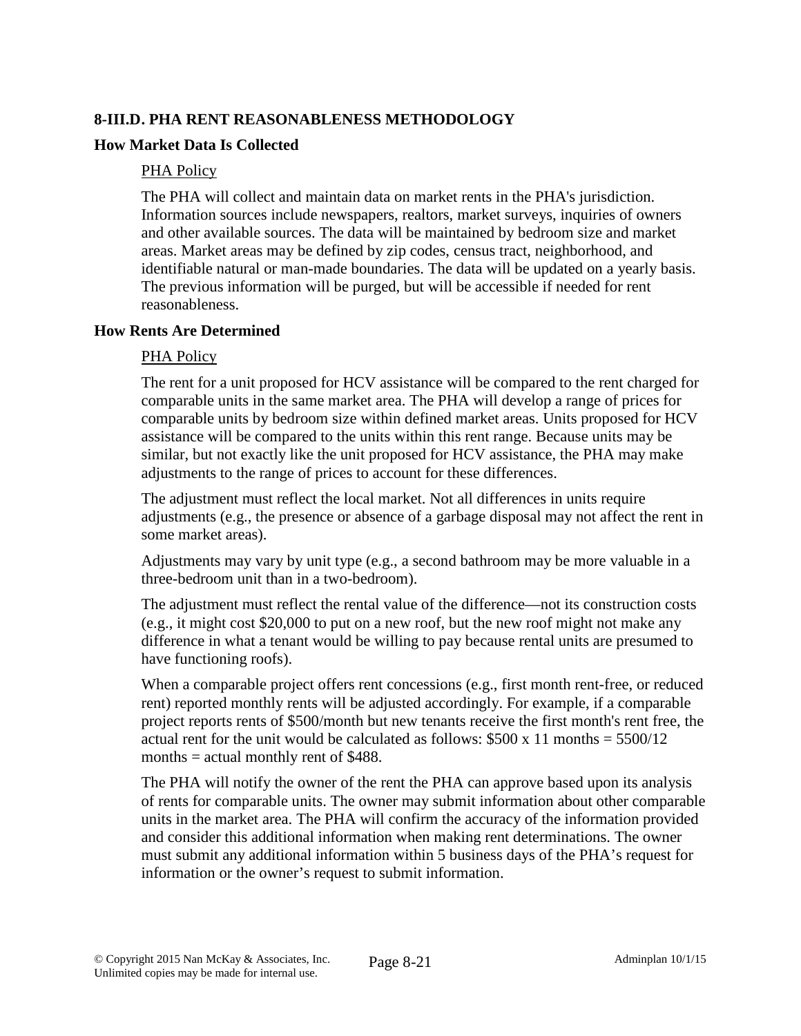## 8-III.D. PHA RENT REASONABLENESS METHODOLOGY

### How Market Data Is Collected

PHA Policy

The PHA will collect and maintain data on market rents in the PHA's jurisdiction. Information sources include newspapers, realtors, market surveys, inquiries of owners and other available sources. The data will be maintained by bedroom size and market areas. Market areas may be defined by zip codes, census tract, neighborhood, and identifiable natural or man-made boundaries. The data will be updated on a yearly basis. The previous information will be purged, but will be accessible if needed for rent reasonableness.

### How Rents Are Determined

PHA Policy

The rent for a unit proposed for HCV assistance will be compared to the rent charged for comparable units in the same market area. The PHA will develop a range of prices for comparable units by bedroom size within defined market areas. Units proposed for HCV assistance will be compared to the units within this rent range. Because units may be similar, but not exactly like the unit proposed for HCV assistance, the PHA may make adjustments to the range of prices to account for these differences.

The adjustment must reflect the local market. Not all differences in units require adjustments (e.g., the presence or absence of a garbage disposal may not affect the rent in some market areas).

Adjustments may vary by unit type (e.g., a second bathroom may be more valuable in a three-bedroom unit than in a two-bedroom).

The adjustment must reflect the rental value of the difference—not its construction costs (e.g., it might cost $20,000 to put on a new roof, but the new roof might not make any difference in what a tenant would be willing to pay because rental units are presumed to have functioning roofs).

When a comparable project offers rent concessions (e.g., first month rent-free, or reduced rent) reported monthly rents will be adjusted accordingly. For example, if a comparable project reports rents of $500/month but new tenants receive the first month's rent free, the actual rent for the unit would be calculated as follows: $500 x 11 months = 5500/12 months = actual monthly rent of $488.

The PHA will notify the owner of the rent the PHA can approve based upon its analysis of rents for comparable units. The owner may submit information about other comparable units in the market area. The PHA will confirm the accuracy of the information provided and consider this additional information when making rent determinations. The owner must submit any additional information within 5 business days of the PHA's request for information or the owner's request to submit information.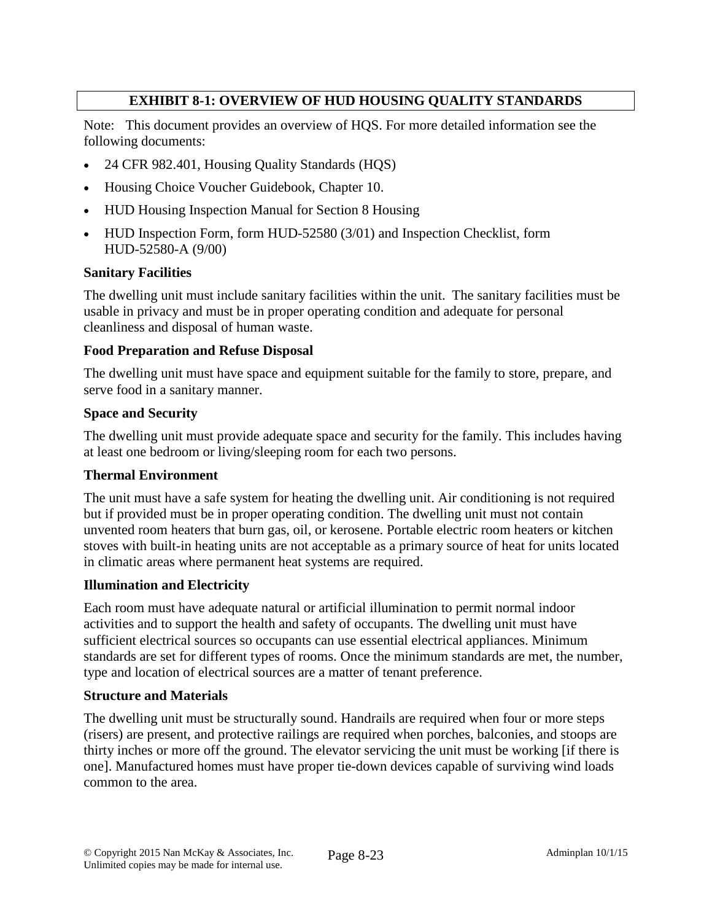# EXHIBIT 8-1: OVERVIEW OF HUD HOUSING QUALITY STANDARDS

Note: This document provides an overview of HQS. For more detailed information see the following documents:

- 24 CFR 982.401, Housing Quality Standards (HQS)
- Housing Choice Voucher Guidebook, Chapter 10.
- HUD Housing Inspection Manual for Section 8 Housing
- HUD Inspection Form, form HUD-52580 (3/01) and Inspection Checklist, form HUD-52580-A (9/00)

### Sanitary Facilities

The dwelling unit must include sanitary facilities within the unit. The sanitary facilities must be usable in privacy and must be in proper operating condition and adequate for personal cleanliness and disposal of human waste.

### Food Preparation and Refuse Disposal

The dwelling unit must have space and equipment suitable for the family to store, prepare, and serve food in a sanitary manner.

### Space and Security

The dwelling unit must provide adequate space and security for the family. This includes having at least one bedroom or living/sleeping room for each two persons.

### Thermal Environment

The unit must have a safe system for heating the dwelling unit. Air conditioning is not required but if provided must be in proper operating condition. The dwelling unit must not contain unvented room heaters that burn gas, oil, or kerosene. Portable electric room heaters or kitchen stoves with built-in heating units are not acceptable as a primary source of heat for units located in climatic areas where permanent heat systems are required.

### Illumination and Electricity

Each room must have adequate natural or artificial illumination to permit normal indoor activities and to support the health and safety of occupants. The dwelling unit must have sufficient electrical sources so occupants can use essential electrical appliances. Minimum standards are set for different types of rooms. Once the minimum standards are met, the number, type and location of electrical sources are a matter of tenant preference.

### Structure and Materials

The dwelling unit must be structurally sound. Handrails are required when four or more steps (risers) are present, and protective railings are required when porches, balconies, and stoops are thirty inches or more off the ground. The elevator servicing the unit must be working [if there is one]. Manufactured homes must have proper tie-down devices capable of surviving wind loads common to the area.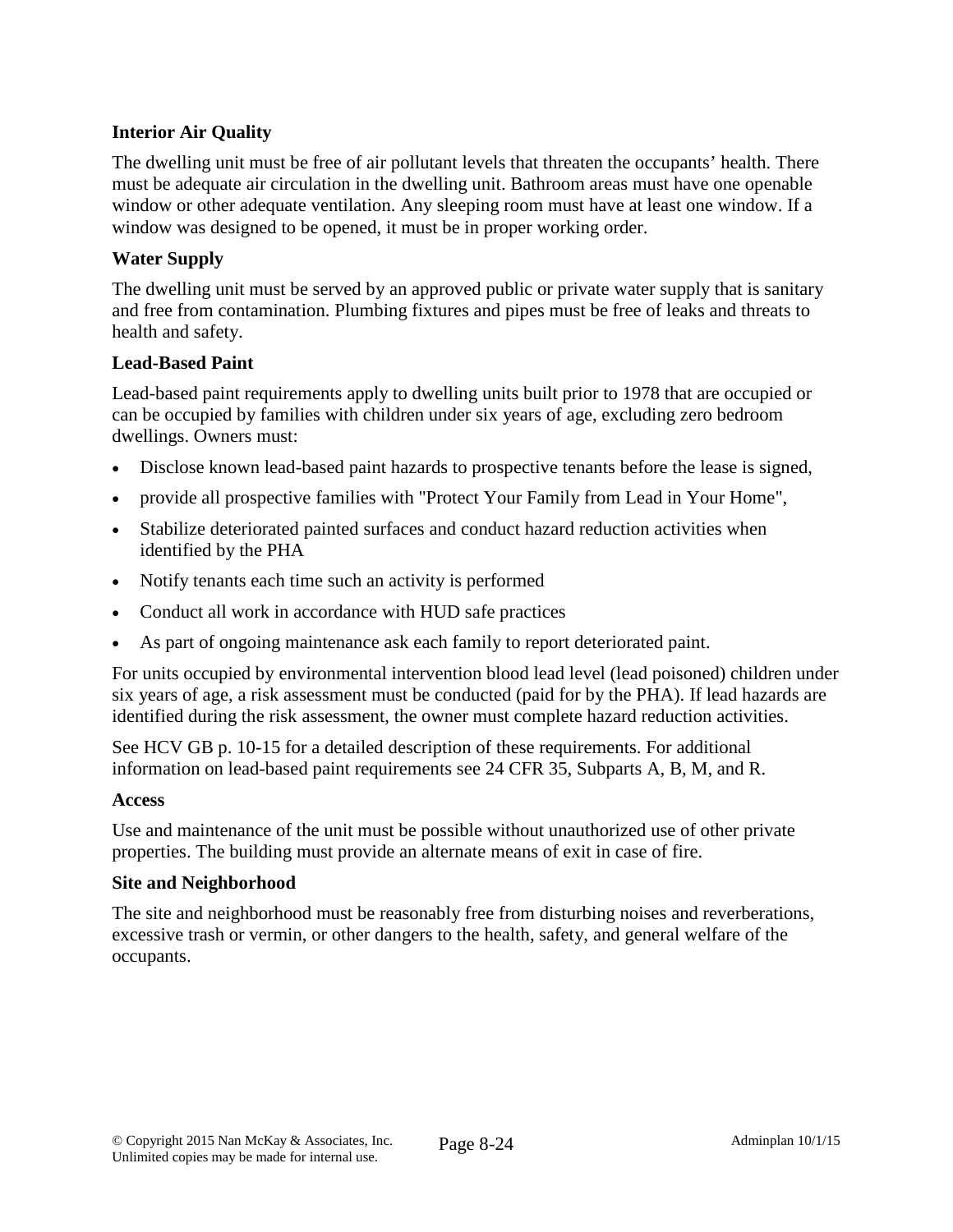**Interior Air Quality**

The dwelling unit must be free of air pollutant levels that threaten the occupants' health. There must be adequate air circulation in the dwelling unit. Bathroom areas must have one openable window or other adequate ventilation. Any sleeping room must have at least one window. If a window was designed to be opened, it must be in proper working order.

**Water Supply**

The dwelling unit must be served by an approved public or private water supply that is sanitary and free from contamination. Plumbing fixtures and pipes must be free of leaks and threats to health and safety.

**Lead-Based Paint**

Lead-based paint requirements apply to dwelling units built prior to 1978 that are occupied or can be occupied by families with children under six years of age, excluding zero bedroom dwellings. Owners must:

- Disclose known lead-based paint hazards to prospective tenants before the lease is signed,
- provide all prospective families with "Protect Your Family from Lead in Your Home",
- Stabilize deteriorated painted surfaces and conduct hazard reduction activities when identified by the PHA
- Notify tenants each time such an activity is performed
- Conduct all work in accordance with HUD safe practices
- As part of ongoing maintenance ask each family to report deteriorated paint.

For units occupied by environmental intervention blood lead level (lead poisoned) children under six years of age, a risk assessment must be conducted (paid for by the PHA). If lead hazards are identified during the risk assessment, the owner must complete hazard reduction activities.

See HCV GB p. 10-15 for a detailed description of these requirements. For additional information on lead-based paint requirements see 24 CFR 35, Subparts A, B, M, and R.

**Access**

Use and maintenance of the unit must be possible without unauthorized use of other private properties. The building must provide an alternate means of exit in case of fire.

**Site and Neighborhood**

The site and neighborhood must be reasonably free from disturbing noises and reverberations, excessive trash or vermin, or other dangers to the health, safety, and general welfare of the occupants.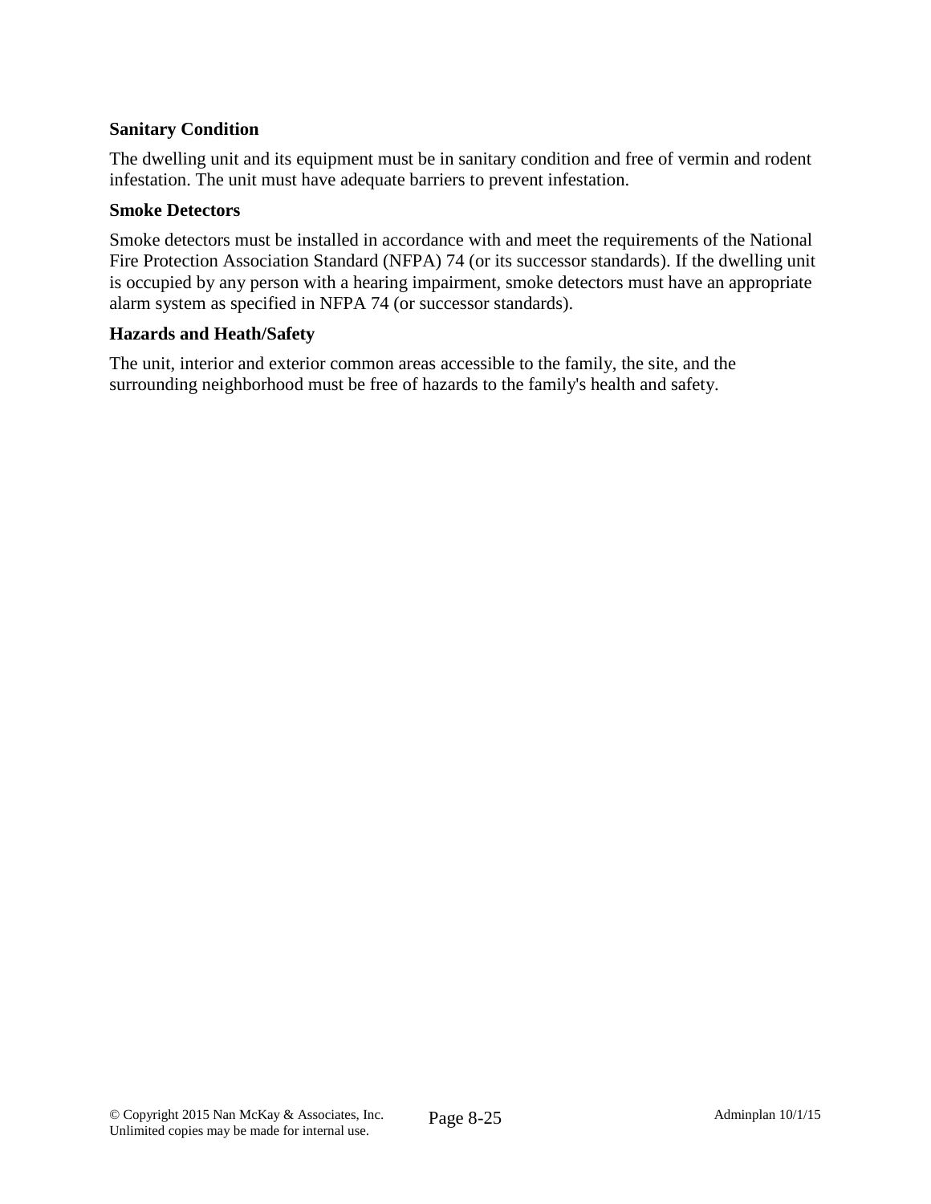**Sanitary Condition**

The dwelling unit and its equipment must be in sanitary condition and free of vermin and rodent infestation. The unit must have adequate barriers to prevent infestation.

**Smoke Detectors**

Smoke detectors must be installed in accordance with and meet the requirements of the National Fire Protection Association Standard (NFPA) 74 (or its successor standards). If the dwelling unit is occupied by any person with a hearing impairment, smoke detectors must have an appropriate alarm system as specified in NFPA 74 (or successor standards).

**Hazards and Heath/Safety**

The unit, interior and exterior common areas accessible to the family, the site, and the surrounding neighborhood must be free of hazards to the family's health and safety.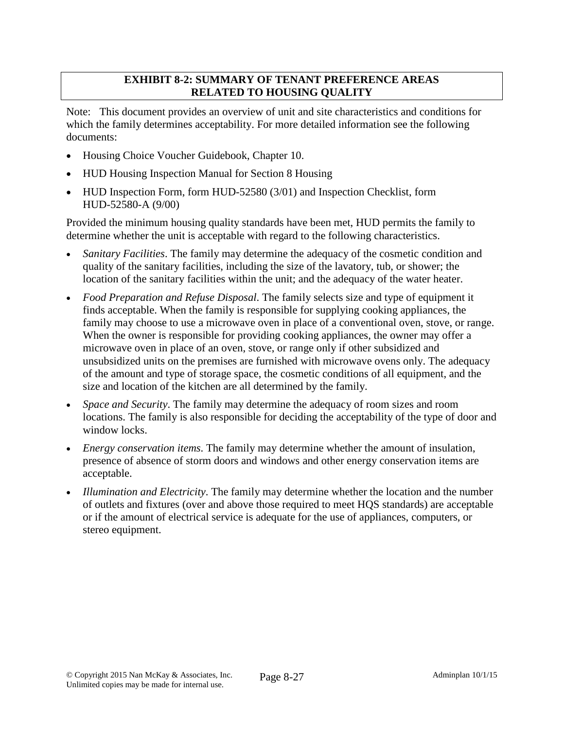## EXHIBIT 8-2: SUMMARY OF TENANT PREFERENCE AREAS RELATED TO HOUSING QUALITY

Note: This document provides an overview of unit and site characteristics and conditions for which the family determines acceptability. For more detailed information see the following documents:

- Housing Choice Voucher Guidebook, Chapter 10.
- HUD Housing Inspection Manual for Section 8 Housing
- HUD Inspection Form, form HUD-52580 (3/01) and Inspection Checklist, form HUD-52580-A (9/00)

Provided the minimum housing quality standards have been met, HUD permits the family to determine whether the unit is acceptable with regard to the following characteristics.

- *Sanitary Facilities*. The family may determine the adequacy of the cosmetic condition and quality of the sanitary facilities, including the size of the lavatory, tub, or shower; the location of the sanitary facilities within the unit; and the adequacy of the water heater.
- *Food Preparation and Refuse Disposal*. The family selects size and type of equipment it finds acceptable. When the family is responsible for supplying cooking appliances, the family may choose to use a microwave oven in place of a conventional oven, stove, or range. When the owner is responsible for providing cooking appliances, the owner may offer a microwave oven in place of an oven, stove, or range only if other subsidized and unsubsidized units on the premises are furnished with microwave ovens only. The adequacy of the amount and type of storage space, the cosmetic conditions of all equipment, and the size and location of the kitchen are all determined by the family.
- *Space and Security*. The family may determine the adequacy of room sizes and room locations. The family is also responsible for deciding the acceptability of the type of door and window locks.
- *Energy conservation items*. The family may determine whether the amount of insulation, presence of absence of storm doors and windows and other energy conservation items are acceptable.
- *Illumination and Electricity*. The family may determine whether the location and the number of outlets and fixtures (over and above those required to meet HQS standards) are acceptable or if the amount of electrical service is adequate for the use of appliances, computers, or stereo equipment.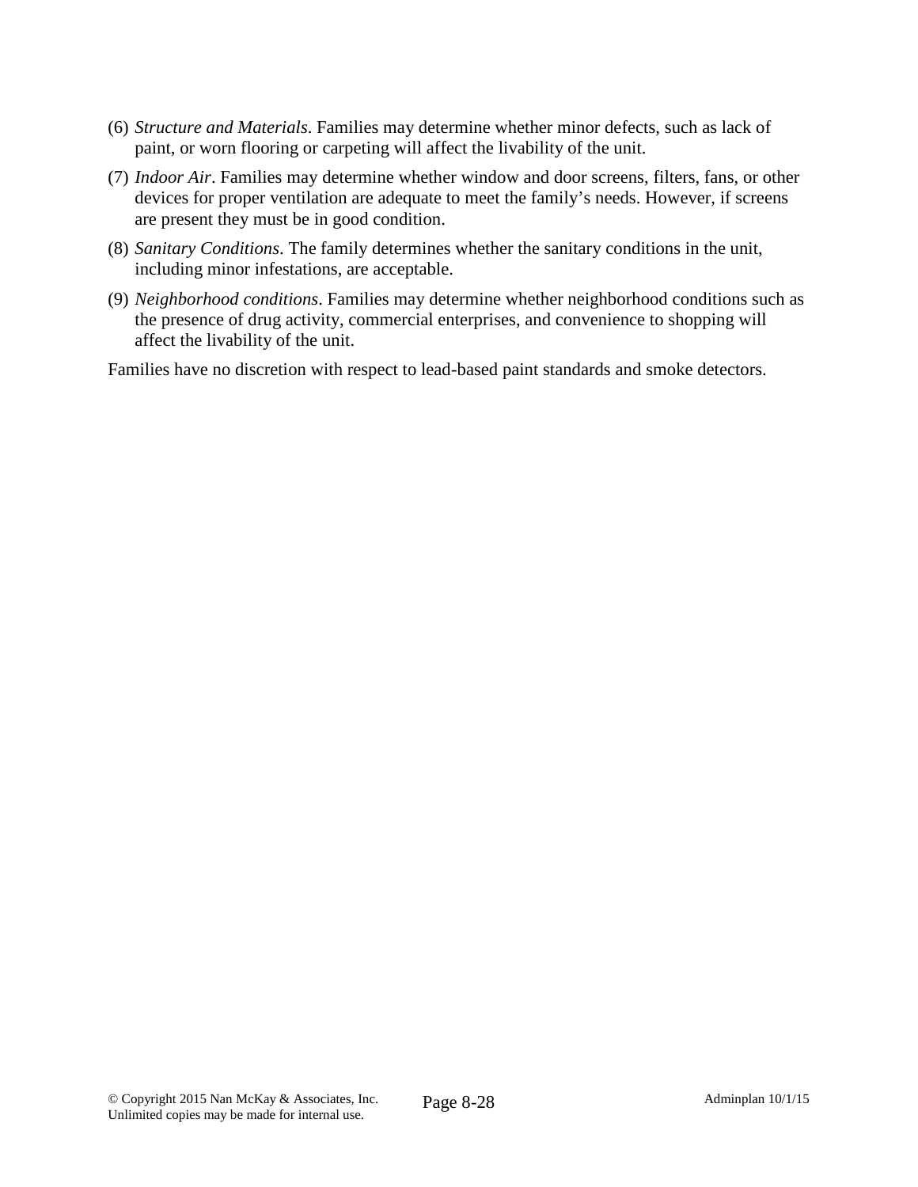(6) *Structure and Materials*. Families may determine whether minor defects, such as lack of paint, or worn flooring or carpeting will affect the livability of the unit.

(7) *Indoor Air*. Families may determine whether window and door screens, filters, fans, or other devices for proper ventilation are adequate to meet the family's needs. However, if screens are present they must be in good condition.

(8) *Sanitary Conditions*. The family determines whether the sanitary conditions in the unit, including minor infestations, are acceptable.

(9) *Neighborhood conditions*. Families may determine whether neighborhood conditions such as the presence of drug activity, commercial enterprises, and convenience to shopping will affect the livability of the unit.

Families have no discretion with respect to lead-based paint standards and smoke detectors.